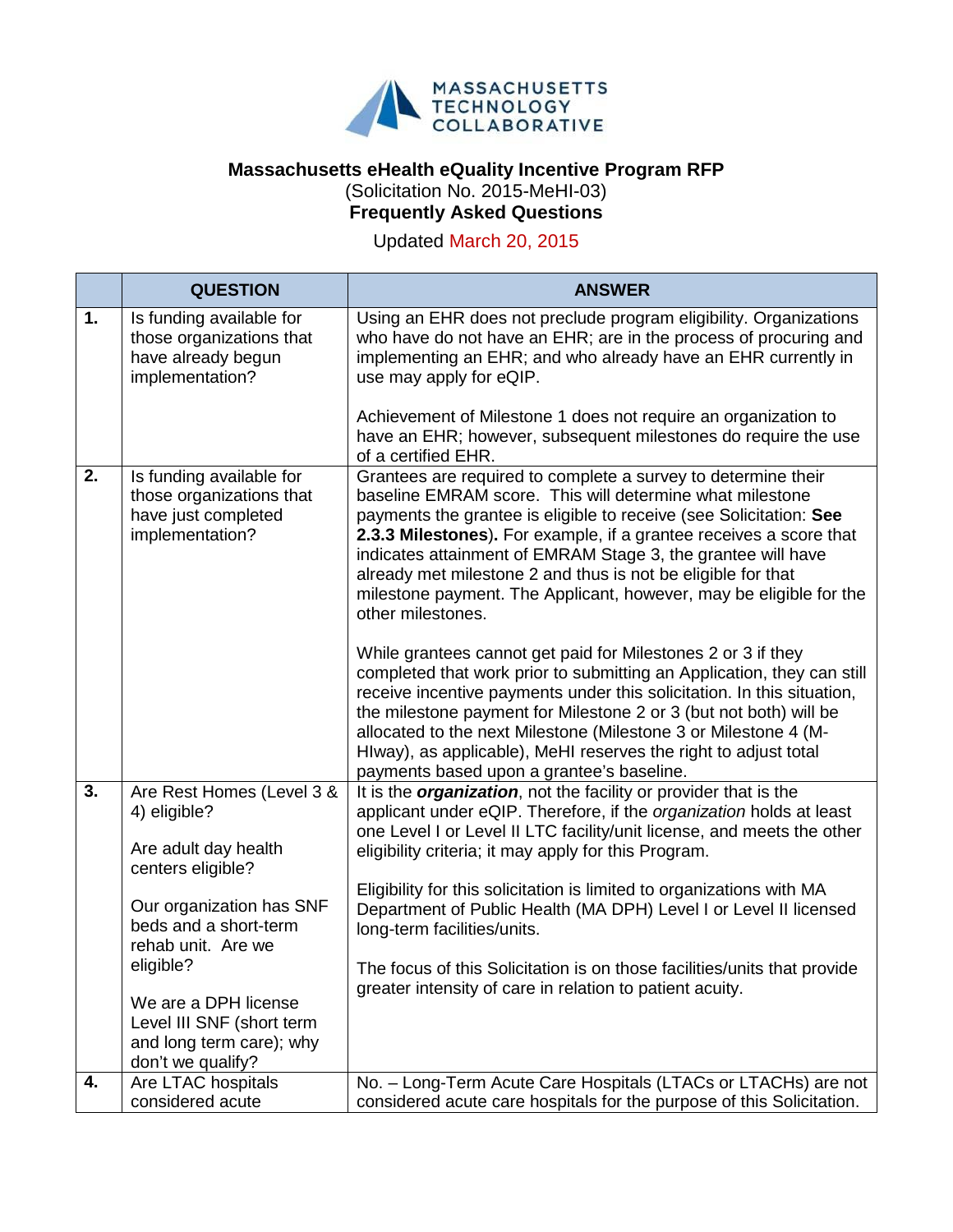MASSACHUSETTS TECHNOLOGY COLLABORATIVE

# Massachusetts eHealth eQuality Incentive Program RFP

(Solicitation No. 2015-MeHI-03)

**Frequently Asked Questions**

Updated March 20, 2015

| | QUESTION | ANSWER |
|---|---|---|
| **1.** | Is funding available for those organizations that have already begun implementation? | Using an EHR does not preclude program eligibility. Organizations who have do not have an EHR; are in the process of procuring and implementing an EHR; and who already have an EHR currently in use may apply for eQIP.<br><br>Achievement of Milestone 1 does not require an organization to have an EHR; however, subsequent milestones do require the use of a certified EHR. |
| **2.** | Is funding available for those organizations that have just completed implementation? | Grantees are required to complete a survey to determine their baseline EMRAM score. This will determine what milestone payments the grantee is eligible to receive (see Solicitation: **See 2.3.3 Milestones**). For example, if a grantee receives a score that indicates attainment of EMRAM Stage 3, the grantee will have already met milestone 2 and thus is not be eligible for that milestone payment. The Applicant, however, may be eligible for the other milestones.<br><br>While grantees cannot get paid for Milestones 2 or 3 if they completed that work prior to submitting an Application, they can still receive incentive payments under this solicitation. In this situation, the milestone payment for Milestone 2 or 3 (but not both) will be allocated to the next Milestone (Milestone 3 or Milestone 4 (M-HIway), as applicable), MeHI reserves the right to adjust total payments based upon a grantee's baseline. |
| **3.** | Are Rest Homes (Level 3 & 4) eligible?<br><br>Are adult day health centers eligible?<br><br>Our organization has SNF beds and a short-term rehab unit. Are we eligible?<br><br>We are a DPH license Level III SNF (short term and long term care); why don't we qualify? | It is the ***organization***, not the facility or provider that is the applicant under eQIP. Therefore, if the *organization* holds at least one Level I or Level II LTC facility/unit license, and meets the other eligibility criteria; it may apply for this Program.<br><br>Eligibility for this solicitation is limited to organizations with MA Department of Public Health (MA DPH) Level I or Level II licensed long-term facilities/units.<br><br>The focus of this Solicitation is on those facilities/units that provide greater intensity of care in relation to patient acuity. |
| **4.** | Are LTAC hospitals considered acute | No. – Long-Term Acute Care Hospitals (LTACs or LTACHs) are not considered acute care hospitals for the purpose of this Solicitation. |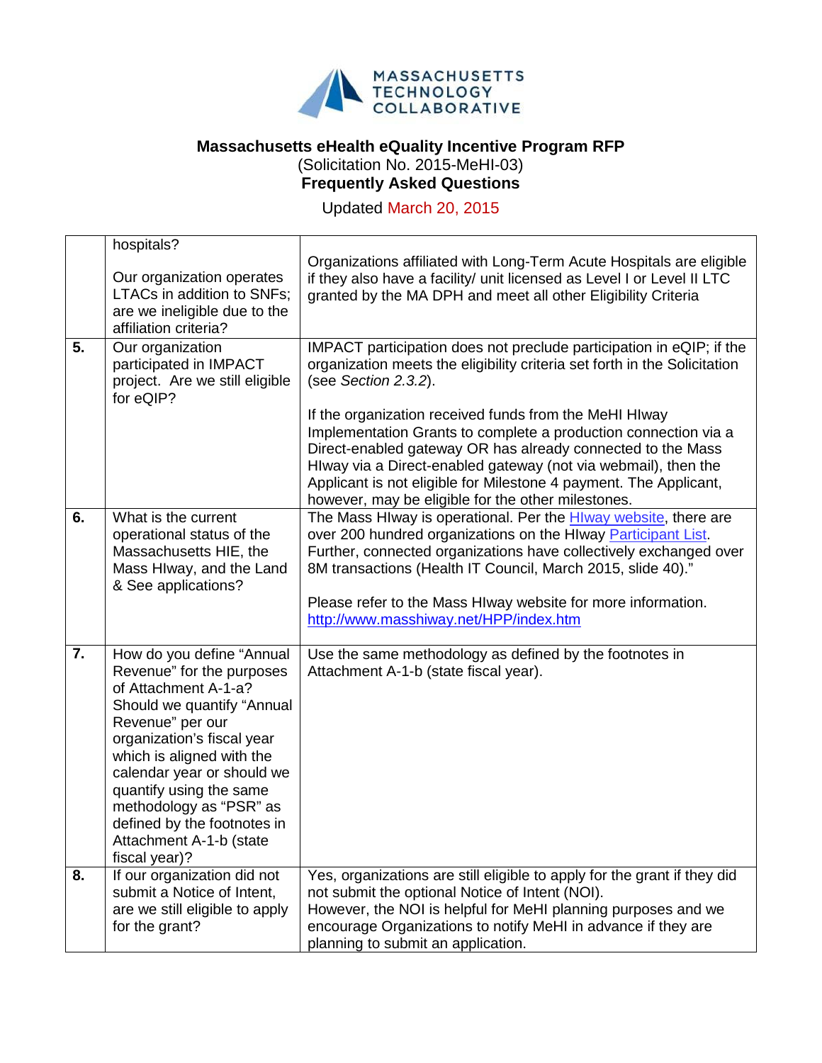**Massachusetts eHealth eQuality Incentive Program RFP**
(Solicitation No. 2015-MeHI-03)
**Frequently Asked Questions**

Updated March 20, 2015

| | | |
|---|---|---|
| | hospitals?<br><br>Our organization operates LTACs in addition to SNFs; are we ineligible due to the affiliation criteria? | Organizations affiliated with Long-Term Acute Hospitals are eligible if they also have a facility/ unit licensed as Level I or Level II LTC granted by the MA DPH and meet all other Eligibility Criteria |
| **5.** | Our organization participated in IMPACT project. Are we still eligible for eQIP? | IMPACT participation does not preclude participation in eQIP; if the organization meets the eligibility criteria set forth in the Solicitation (see *Section 2.3.2*).<br><br>If the organization received funds from the MeHI HIway Implementation Grants to complete a production connection via a Direct-enabled gateway OR has already connected to the Mass HIway via a Direct-enabled gateway (not via webmail), then the Applicant is not eligible for Milestone 4 payment. The Applicant, however, may be eligible for the other milestones. |
| **6.** | What is the current operational status of the Massachusetts HIE, the Mass HIway, and the Land & See applications? | The Mass HIway is operational. Per the HIway website, there are over 200 hundred organizations on the HIway Participant List. Further, connected organizations have collectively exchanged over 8M transactions (Health IT Council, March 2015, slide 40)."<br><br>Please refer to the Mass HIway website for more information. http://www.masshiway.net/HPP/index.htm |
| **7.** | How do you define "Annual Revenue" for the purposes of Attachment A-1-a? Should we quantify "Annual Revenue" per our organization's fiscal year which is aligned with the calendar year or should we quantify using the same methodology as "PSR" as defined by the footnotes in Attachment A-1-b (state fiscal year)? | Use the same methodology as defined by the footnotes in Attachment A-1-b (state fiscal year). |
| **8.** | If our organization did not submit a Notice of Intent, are we still eligible to apply for the grant? | Yes, organizations are still eligible to apply for the grant if they did not submit the optional Notice of Intent (NOI).<br>However, the NOI is helpful for MeHI planning purposes and we encourage Organizations to notify MeHI in advance if they are planning to submit an application. |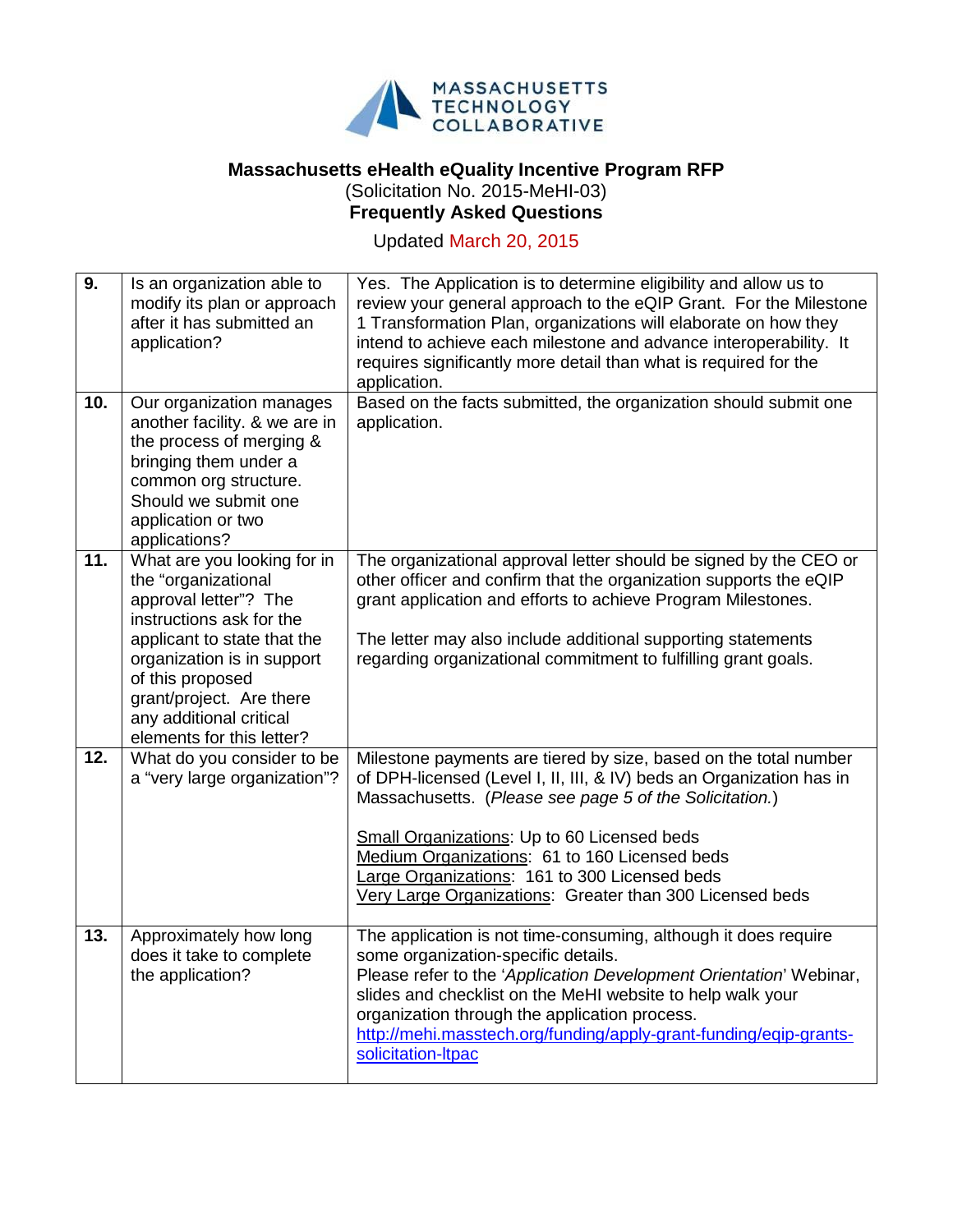**Massachusetts eHealth eQuality Incentive Program RFP**
(Solicitation No. 2015-MeHI-03)
**Frequently Asked Questions**

Updated March 20, 2015

| | | |
|---|---|---|
| **9.** | Is an organization able to modify its plan or approach after it has submitted an application? | Yes. The Application is to determine eligibility and allow us to review your general approach to the eQIP Grant. For the Milestone 1 Transformation Plan, organizations will elaborate on how they intend to achieve each milestone and advance interoperability. It requires significantly more detail than what is required for the application. |
| **10.** | Our organization manages another facility. & we are in the process of merging & bringing them under a common org structure. Should we submit one application or two applications? | Based on the facts submitted, the organization should submit one application. |
| **11.** | What are you looking for in the "organizational approval letter"? The instructions ask for the applicant to state that the organization is in support of this proposed grant/project. Are there any additional critical elements for this letter? | The organizational approval letter should be signed by the CEO or other officer and confirm that the organization supports the eQIP grant application and efforts to achieve Program Milestones.<br><br>The letter may also include additional supporting statements regarding organizational commitment to fulfilling grant goals. |
| **12.** | What do you consider to be a "very large organization"? | Milestone payments are tiered by size, based on the total number of DPH-licensed (Level I, II, III, & IV) beds an Organization has in Massachusetts. (*Please see page 5 of the Solicitation.*)<br><br>Small Organizations: Up to 60 Licensed beds<br>Medium Organizations: 61 to 160 Licensed beds<br>Large Organizations: 161 to 300 Licensed beds<br>Very Large Organizations: Greater than 300 Licensed beds |
| **13.** | Approximately how long does it take to complete the application? | The application is not time-consuming, although it does require some organization-specific details.<br>Please refer to the '*Application Development Orientation*' Webinar, slides and checklist on the MeHI website to help walk your organization through the application process.<br>http://mehi.masstech.org/funding/apply-grant-funding/eqip-grants-solicitation-ltpac |